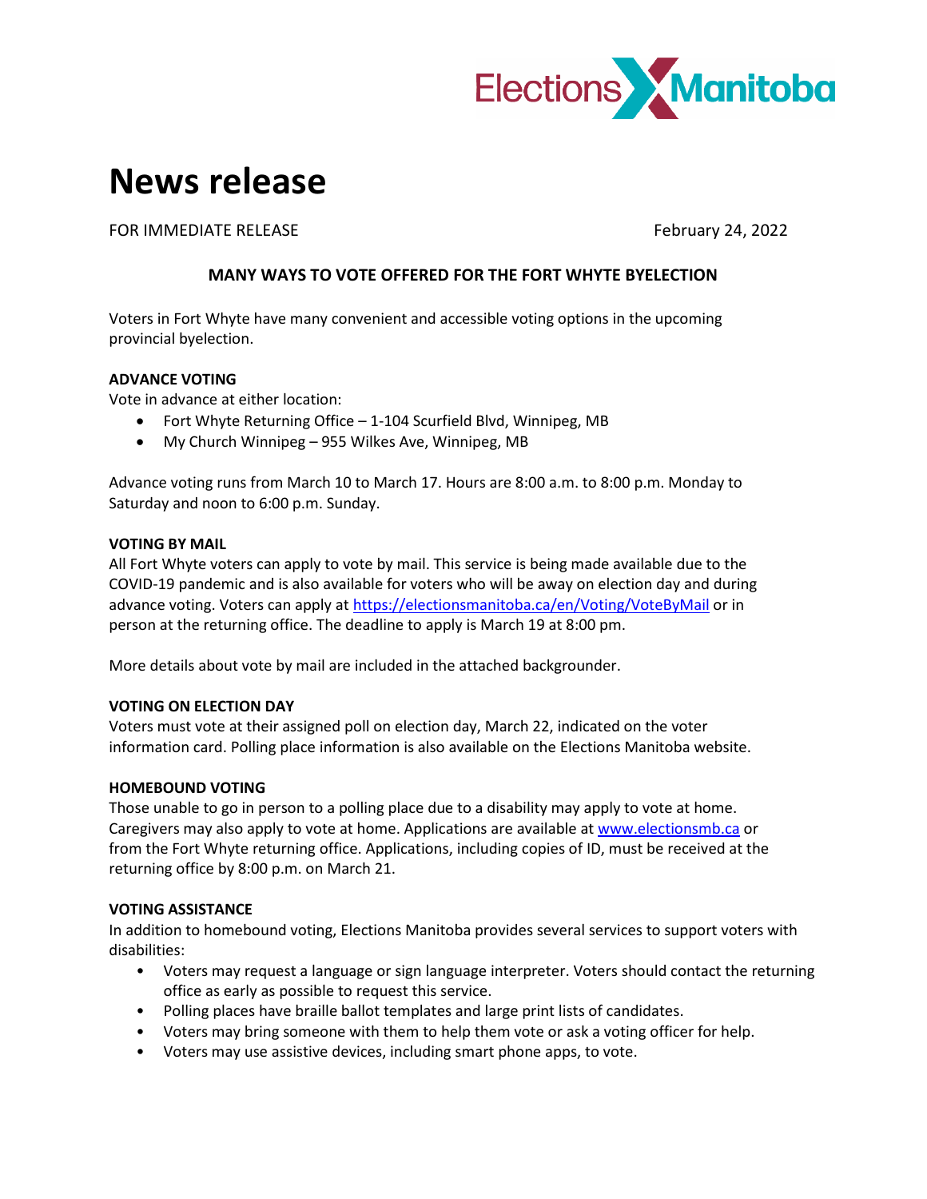Elections Manitoba

# News release

FOR IMMEDIATE RELEASE February 24, 2022

## MANY WAYS TO VOTE OFFERED FOR THE FORT WHYTE BYELECTION

Voters in Fort Whyte have many convenient and accessible voting options in the upcoming provincial byelection.

**ADVANCE VOTING**

Vote in advance at either location:

- Fort Whyte Returning Office – 1-104 Scurfield Blvd, Winnipeg, MB
- My Church Winnipeg – 955 Wilkes Ave, Winnipeg, MB

Advance voting runs from March 10 to March 17. Hours are 8:00 a.m. to 8:00 p.m. Monday to Saturday and noon to 6:00 p.m. Sunday.

**VOTING BY MAIL**

All Fort Whyte voters can apply to vote by mail. This service is being made available due to the COVID-19 pandemic and is also available for voters who will be away on election day and during advance voting. Voters can apply at https://electionsmanitoba.ca/en/Voting/VoteByMail or in person at the returning office. The deadline to apply is March 19 at 8:00 pm.

More details about vote by mail are included in the attached backgrounder.

**VOTING ON ELECTION DAY**

Voters must vote at their assigned poll on election day, March 22, indicated on the voter information card. Polling place information is also available on the Elections Manitoba website.

**HOMEBOUND VOTING**

Those unable to go in person to a polling place due to a disability may apply to vote at home. Caregivers may also apply to vote at home. Applications are available at www.electionsmb.ca or from the Fort Whyte returning office. Applications, including copies of ID, must be received at the returning office by 8:00 p.m. on March 21.

**VOTING ASSISTANCE**

In addition to homebound voting, Elections Manitoba provides several services to support voters with disabilities:

- Voters may request a language or sign language interpreter. Voters should contact the returning office as early as possible to request this service.
- Polling places have braille ballot templates and large print lists of candidates.
- Voters may bring someone with them to help them vote or ask a voting officer for help.
- Voters may use assistive devices, including smart phone apps, to vote.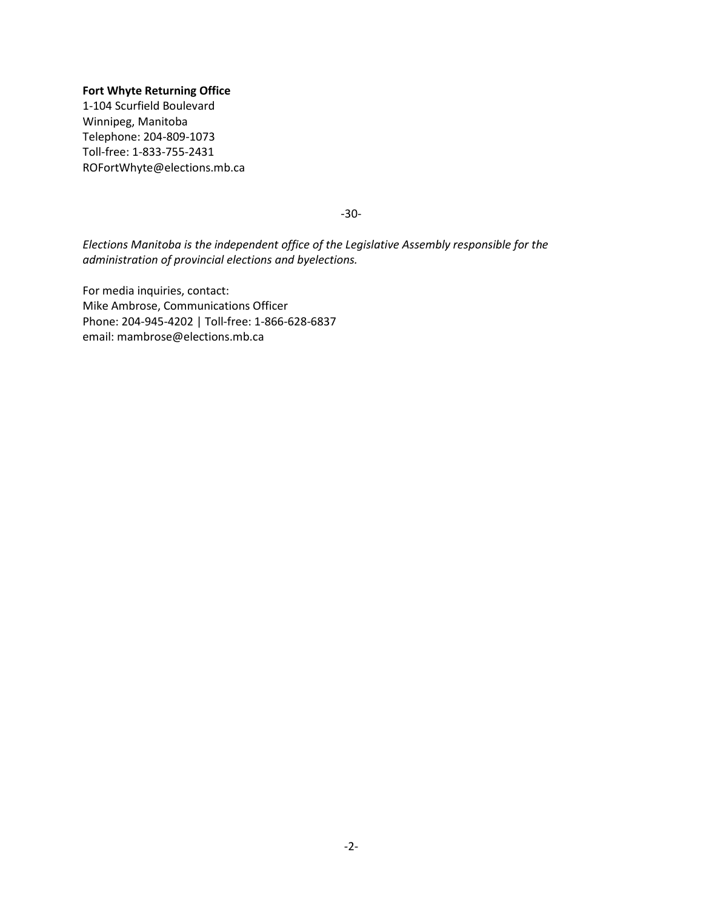**Fort Whyte Returning Office**
1-104 Scurfield Boulevard
Winnipeg, Manitoba
Telephone: 204-809-1073
Toll-free: 1-833-755-2431
ROFortWhyte@elections.mb.ca

-30-

*Elections Manitoba is the independent office of the Legislative Assembly responsible for the administration of provincial elections and byelections.*

For media inquiries, contact:
Mike Ambrose, Communications Officer
Phone: 204-945-4202 | Toll-free: 1-866-628-6837
email: mambrose@elections.mb.ca